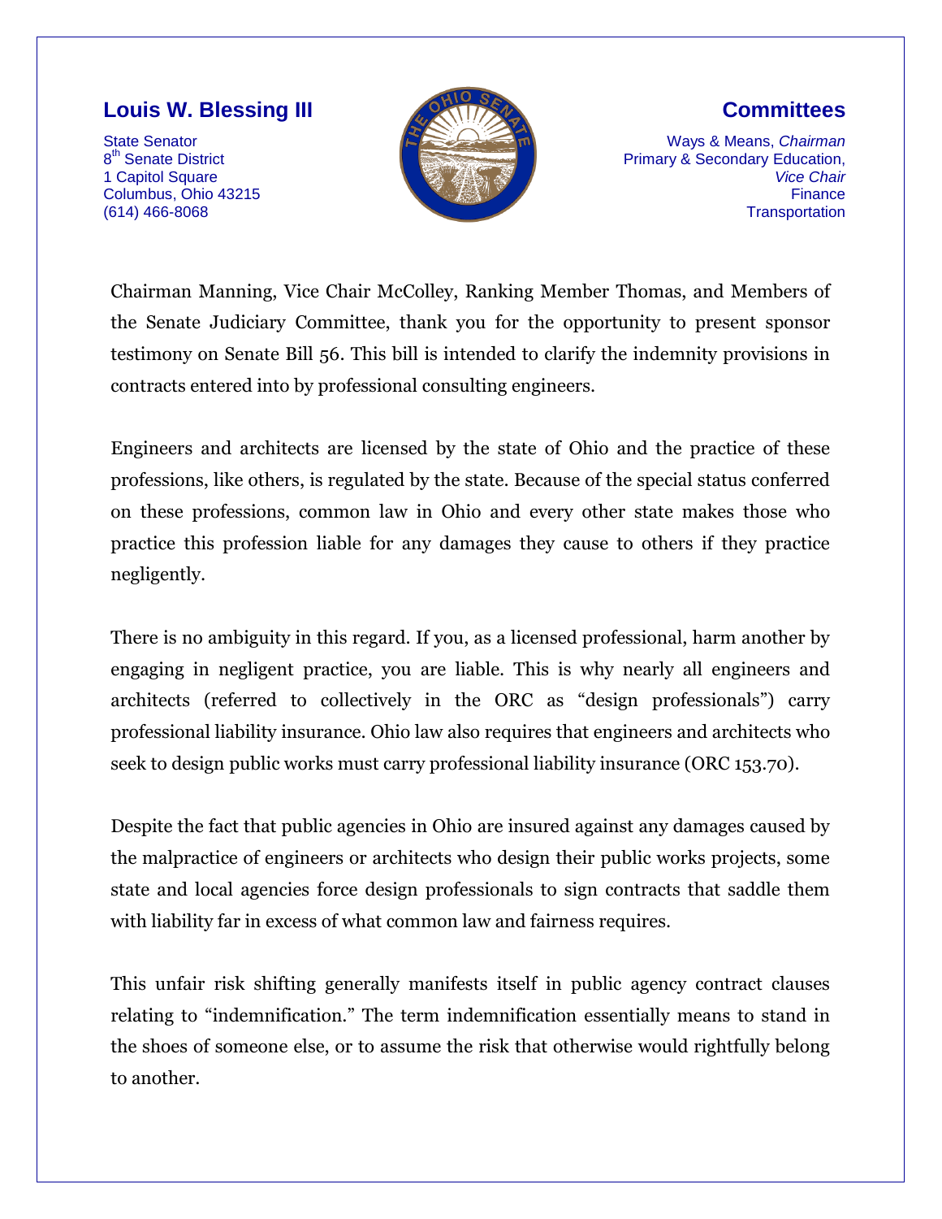**Louis W. Blessing III**

State Senator
8th Senate District
1 Capitol Square
Columbus, Ohio 43215
(614) 466-8068

**Committees**

Ways & Means, *Chairman*
Primary & Secondary Education, *Vice Chair*
Finance
Transportation

Chairman Manning, Vice Chair McColley, Ranking Member Thomas, and Members of the Senate Judiciary Committee, thank you for the opportunity to present sponsor testimony on Senate Bill 56. This bill is intended to clarify the indemnity provisions in contracts entered into by professional consulting engineers.

Engineers and architects are licensed by the state of Ohio and the practice of these professions, like others, is regulated by the state. Because of the special status conferred on these professions, common law in Ohio and every other state makes those who practice this profession liable for any damages they cause to others if they practice negligently.

There is no ambiguity in this regard. If you, as a licensed professional, harm another by engaging in negligent practice, you are liable. This is why nearly all engineers and architects (referred to collectively in the ORC as "design professionals") carry professional liability insurance. Ohio law also requires that engineers and architects who seek to design public works must carry professional liability insurance (ORC 153.70).

Despite the fact that public agencies in Ohio are insured against any damages caused by the malpractice of engineers or architects who design their public works projects, some state and local agencies force design professionals to sign contracts that saddle them with liability far in excess of what common law and fairness requires.

This unfair risk shifting generally manifests itself in public agency contract clauses relating to "indemnification." The term indemnification essentially means to stand in the shoes of someone else, or to assume the risk that otherwise would rightfully belong to another.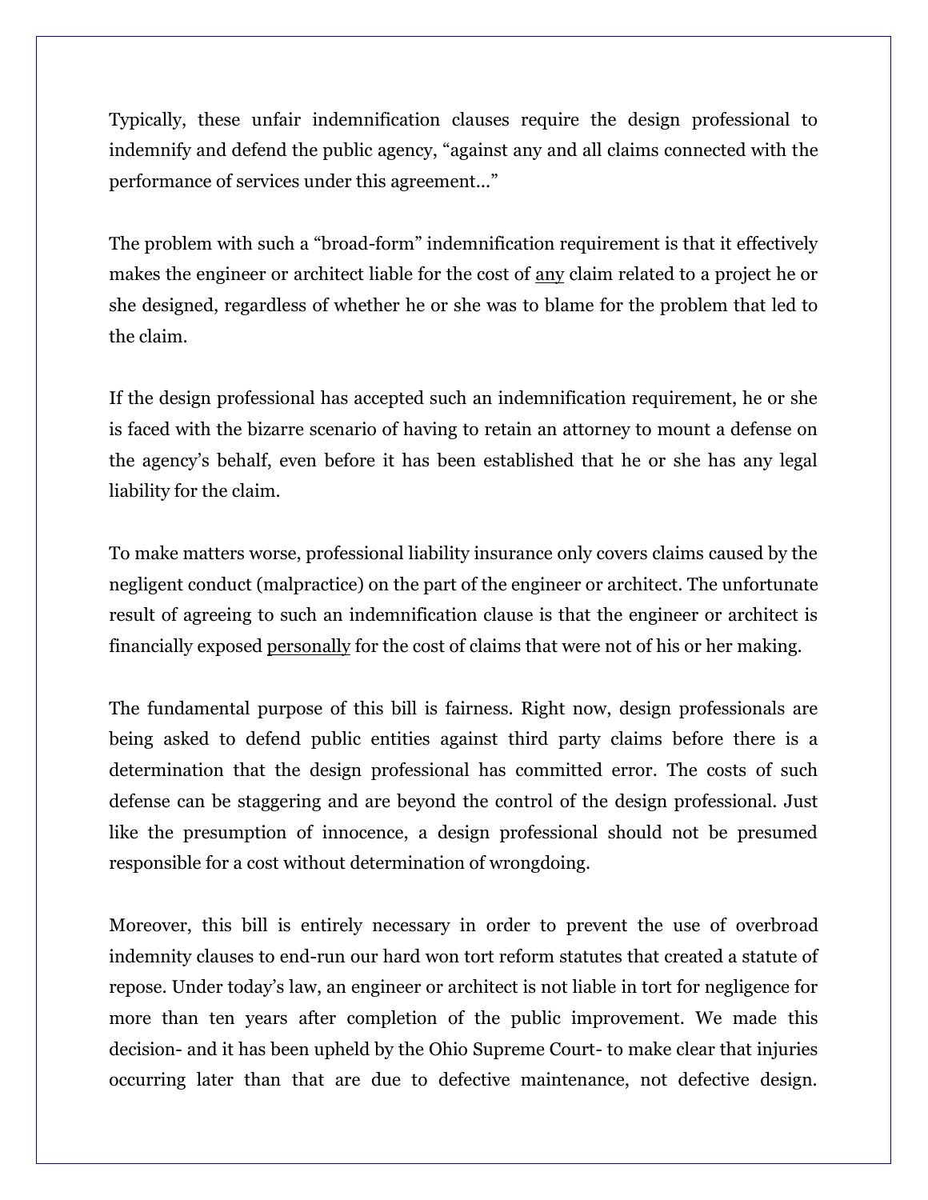Typically, these unfair indemnification clauses require the design professional to indemnify and defend the public agency, "against any and all claims connected with the performance of services under this agreement..."

The problem with such a "broad-form" indemnification requirement is that it effectively makes the engineer or architect liable for the cost of <u>any</u> claim related to a project he or she designed, regardless of whether he or she was to blame for the problem that led to the claim.

If the design professional has accepted such an indemnification requirement, he or she is faced with the bizarre scenario of having to retain an attorney to mount a defense on the agency's behalf, even before it has been established that he or she has any legal liability for the claim.

To make matters worse, professional liability insurance only covers claims caused by the negligent conduct (malpractice) on the part of the engineer or architect. The unfortunate result of agreeing to such an indemnification clause is that the engineer or architect is financially exposed <u>personally</u> for the cost of claims that were not of his or her making.

The fundamental purpose of this bill is fairness. Right now, design professionals are being asked to defend public entities against third party claims before there is a determination that the design professional has committed error. The costs of such defense can be staggering and are beyond the control of the design professional. Just like the presumption of innocence, a design professional should not be presumed responsible for a cost without determination of wrongdoing.

Moreover, this bill is entirely necessary in order to prevent the use of overbroad indemnity clauses to end-run our hard won tort reform statutes that created a statute of repose. Under today's law, an engineer or architect is not liable in tort for negligence for more than ten years after completion of the public improvement. We made this decision- and it has been upheld by the Ohio Supreme Court- to make clear that injuries occurring later than that are due to defective maintenance, not defective design.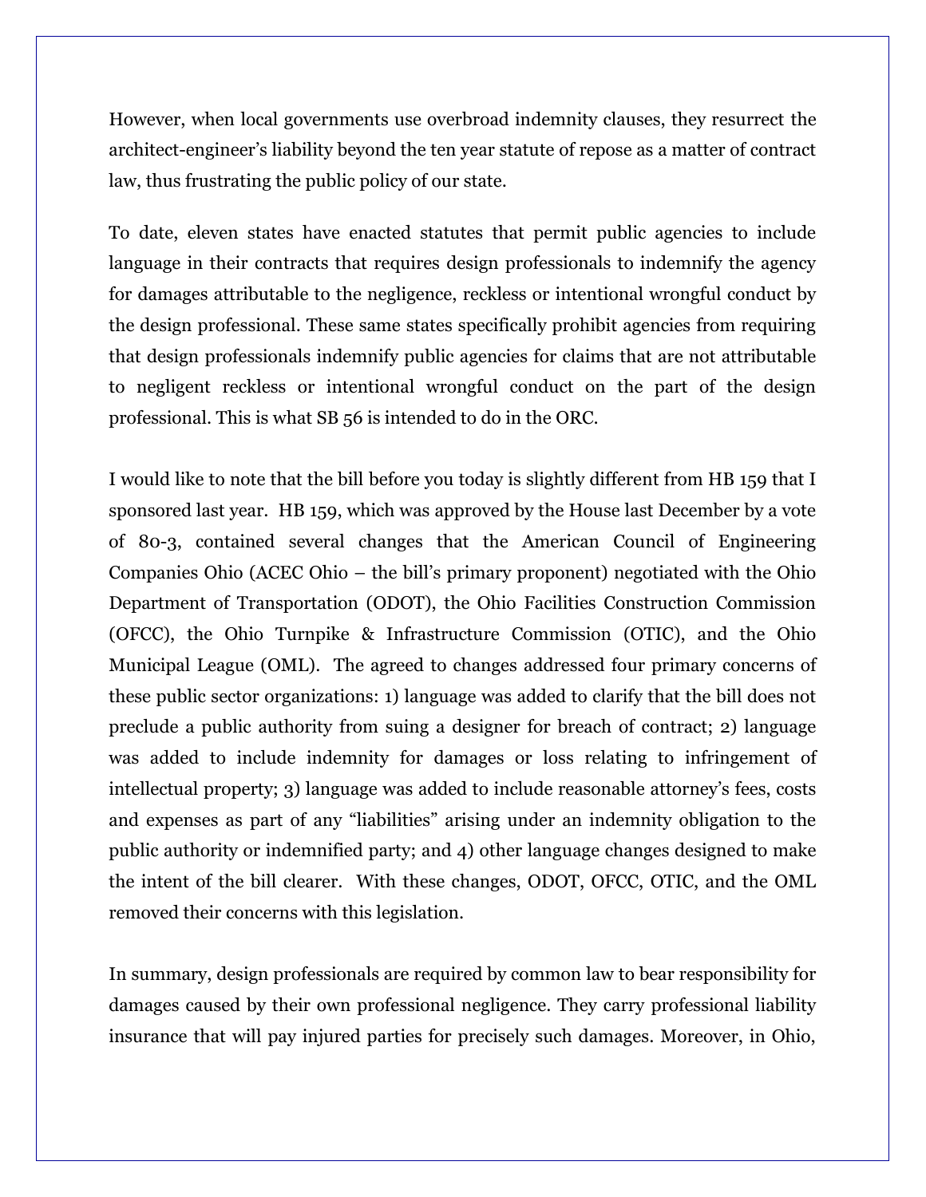However, when local governments use overbroad indemnity clauses, they resurrect the architect-engineer's liability beyond the ten year statute of repose as a matter of contract law, thus frustrating the public policy of our state.

To date, eleven states have enacted statutes that permit public agencies to include language in their contracts that requires design professionals to indemnify the agency for damages attributable to the negligence, reckless or intentional wrongful conduct by the design professional. These same states specifically prohibit agencies from requiring that design professionals indemnify public agencies for claims that are not attributable to negligent reckless or intentional wrongful conduct on the part of the design professional. This is what SB 56 is intended to do in the ORC.

I would like to note that the bill before you today is slightly different from HB 159 that I sponsored last year. HB 159, which was approved by the House last December by a vote of 80-3, contained several changes that the American Council of Engineering Companies Ohio (ACEC Ohio – the bill's primary proponent) negotiated with the Ohio Department of Transportation (ODOT), the Ohio Facilities Construction Commission (OFCC), the Ohio Turnpike & Infrastructure Commission (OTIC), and the Ohio Municipal League (OML). The agreed to changes addressed four primary concerns of these public sector organizations: 1) language was added to clarify that the bill does not preclude a public authority from suing a designer for breach of contract; 2) language was added to include indemnity for damages or loss relating to infringement of intellectual property; 3) language was added to include reasonable attorney's fees, costs and expenses as part of any "liabilities" arising under an indemnity obligation to the public authority or indemnified party; and 4) other language changes designed to make the intent of the bill clearer. With these changes, ODOT, OFCC, OTIC, and the OML removed their concerns with this legislation.

In summary, design professionals are required by common law to bear responsibility for damages caused by their own professional negligence. They carry professional liability insurance that will pay injured parties for precisely such damages. Moreover, in Ohio,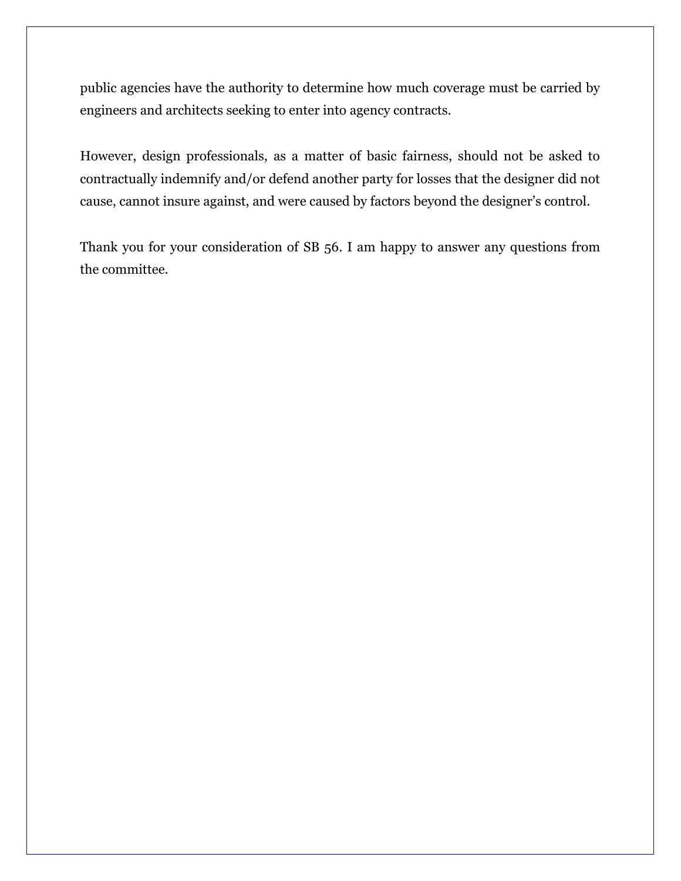public agencies have the authority to determine how much coverage must be carried by engineers and architects seeking to enter into agency contracts.

However, design professionals, as a matter of basic fairness, should not be asked to contractually indemnify and/or defend another party for losses that the designer did not cause, cannot insure against, and were caused by factors beyond the designer's control.

Thank you for your consideration of SB 56. I am happy to answer any questions from the committee.